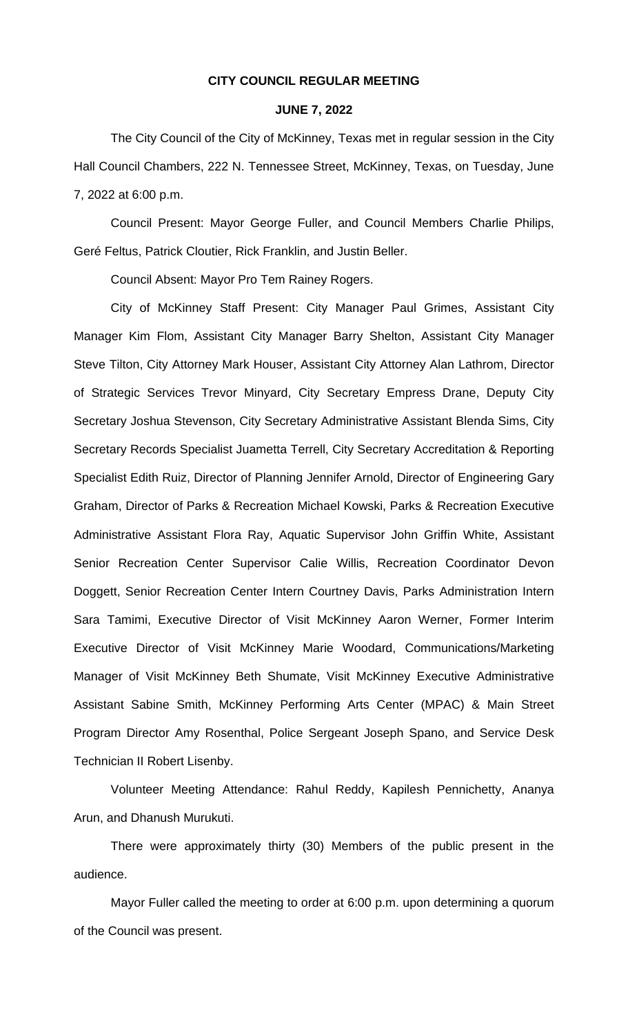**CITY COUNCIL REGULAR MEETING**

**JUNE 7, 2022**

The City Council of the City of McKinney, Texas met in regular session in the City Hall Council Chambers, 222 N. Tennessee Street, McKinney, Texas, on Tuesday, June 7, 2022 at 6:00 p.m.

Council Present: Mayor George Fuller, and Council Members Charlie Philips, Geré Feltus, Patrick Cloutier, Rick Franklin, and Justin Beller.

Council Absent: Mayor Pro Tem Rainey Rogers.

City of McKinney Staff Present: City Manager Paul Grimes, Assistant City Manager Kim Flom, Assistant City Manager Barry Shelton, Assistant City Manager Steve Tilton, City Attorney Mark Houser, Assistant City Attorney Alan Lathrom, Director of Strategic Services Trevor Minyard, City Secretary Empress Drane, Deputy City Secretary Joshua Stevenson, City Secretary Administrative Assistant Blenda Sims, City Secretary Records Specialist Juametta Terrell, City Secretary Accreditation & Reporting Specialist Edith Ruiz, Director of Planning Jennifer Arnold, Director of Engineering Gary Graham, Director of Parks & Recreation Michael Kowski, Parks & Recreation Executive Administrative Assistant Flora Ray, Aquatic Supervisor John Griffin White, Assistant Senior Recreation Center Supervisor Calie Willis, Recreation Coordinator Devon Doggett, Senior Recreation Center Intern Courtney Davis, Parks Administration Intern Sara Tamimi, Executive Director of Visit McKinney Aaron Werner, Former Interim Executive Director of Visit McKinney Marie Woodard, Communications/Marketing Manager of Visit McKinney Beth Shumate, Visit McKinney Executive Administrative Assistant Sabine Smith, McKinney Performing Arts Center (MPAC) & Main Street Program Director Amy Rosenthal, Police Sergeant Joseph Spano, and Service Desk Technician II Robert Lisenby.

Volunteer Meeting Attendance: Rahul Reddy, Kapilesh Pennichetty, Ananya Arun, and Dhanush Murukuti.

There were approximately thirty (30) Members of the public present in the audience.

Mayor Fuller called the meeting to order at 6:00 p.m. upon determining a quorum of the Council was present.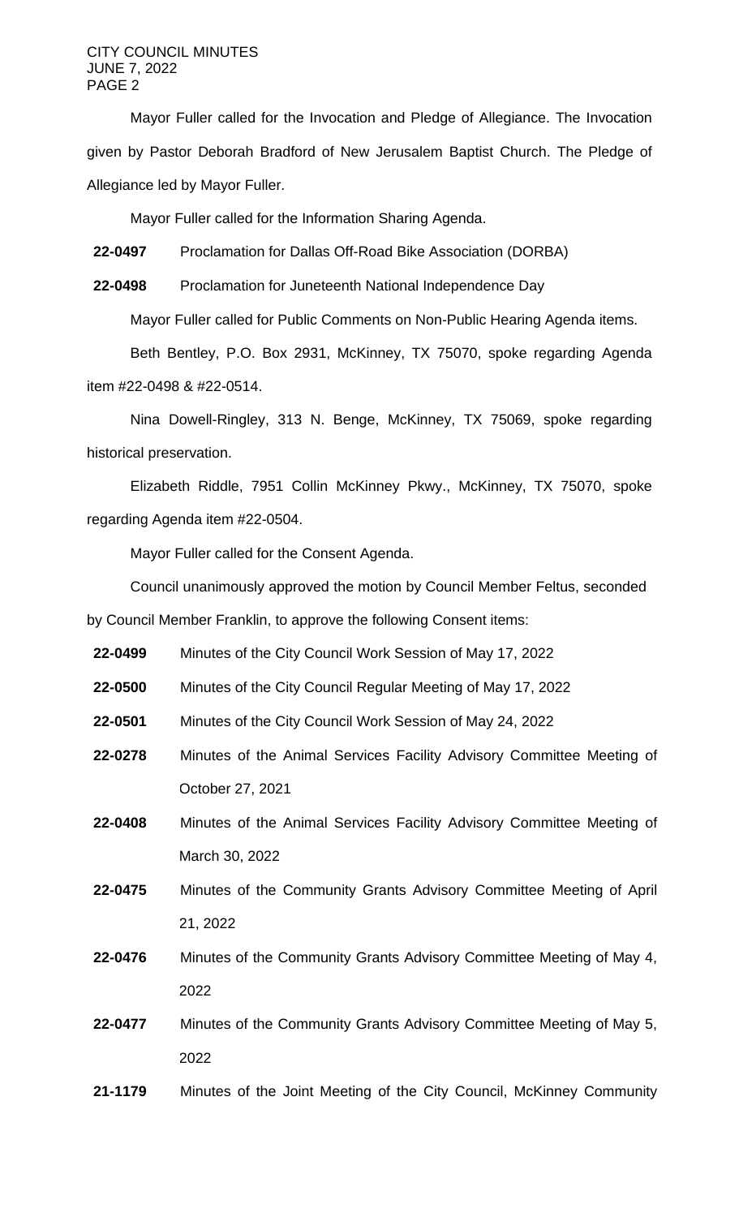Mayor Fuller called for the Invocation and Pledge of Allegiance. The Invocation given by Pastor Deborah Bradford of New Jerusalem Baptist Church. The Pledge of Allegiance led by Mayor Fuller.

Mayor Fuller called for the Information Sharing Agenda.

**22-0497** Proclamation for Dallas Off-Road Bike Association (DORBA)

**22-0498** Proclamation for Juneteenth National Independence Day

Mayor Fuller called for Public Comments on Non-Public Hearing Agenda items.

Beth Bentley, P.O. Box 2931, McKinney, TX 75070, spoke regarding Agenda item #22-0498 & #22-0514.

Nina Dowell-Ringley, 313 N. Benge, McKinney, TX 75069, spoke regarding historical preservation.

Elizabeth Riddle, 7951 Collin McKinney Pkwy., McKinney, TX 75070, spoke regarding Agenda item #22-0504.

Mayor Fuller called for the Consent Agenda.

Council unanimously approved the motion by Council Member Feltus, seconded by Council Member Franklin, to approve the following Consent items:

**22-0499** Minutes of the City Council Work Session of May 17, 2022

**22-0500** Minutes of the City Council Regular Meeting of May 17, 2022

**22-0501** Minutes of the City Council Work Session of May 24, 2022

**22-0278** Minutes of the Animal Services Facility Advisory Committee Meeting of October 27, 2021

**22-0408** Minutes of the Animal Services Facility Advisory Committee Meeting of March 30, 2022

**22-0475** Minutes of the Community Grants Advisory Committee Meeting of April 21, 2022

**22-0476** Minutes of the Community Grants Advisory Committee Meeting of May 4, 2022

**22-0477** Minutes of the Community Grants Advisory Committee Meeting of May 5, 2022

**21-1179** Minutes of the Joint Meeting of the City Council, McKinney Community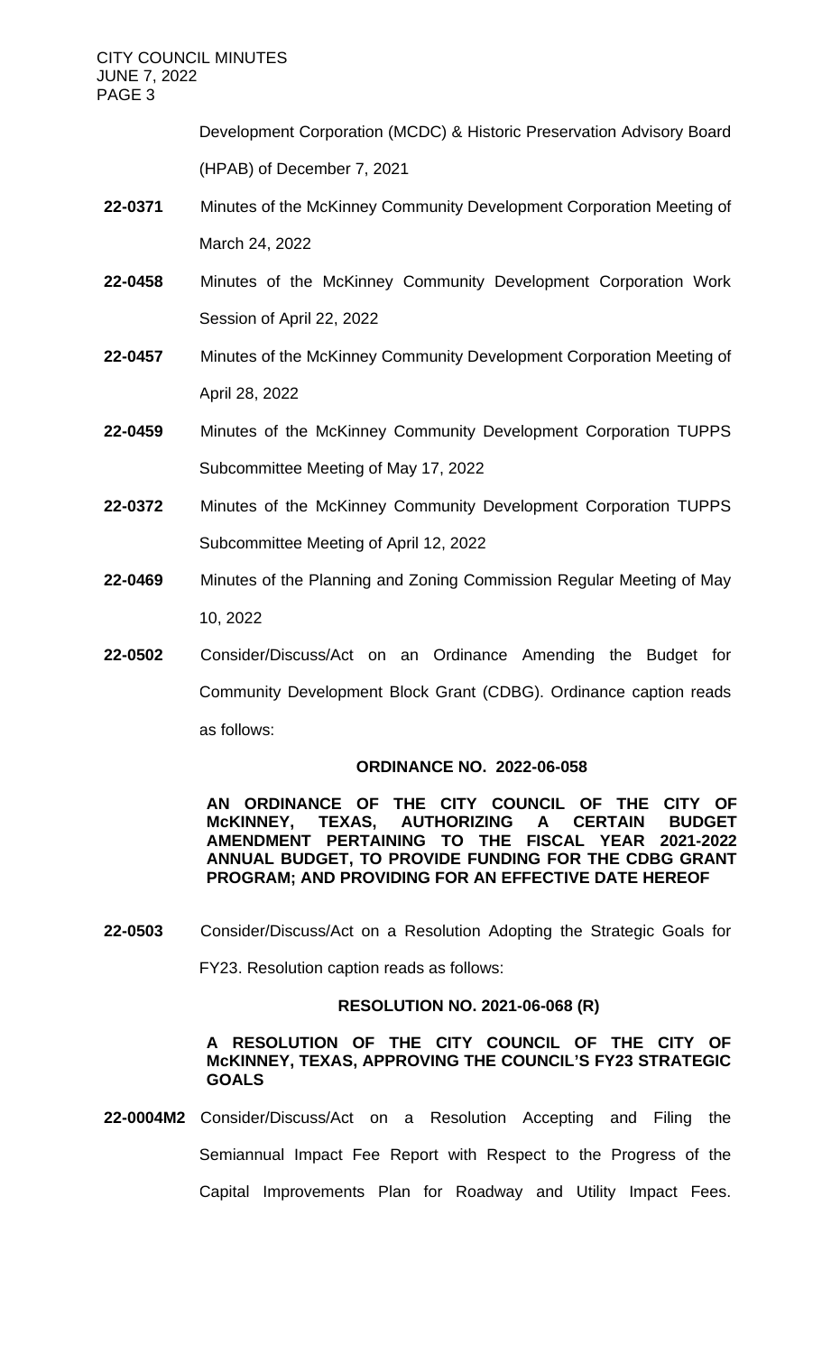Development Corporation (MCDC) & Historic Preservation Advisory Board (HPAB) of December 7, 2021

**22-0371** Minutes of the McKinney Community Development Corporation Meeting of March 24, 2022

**22-0458** Minutes of the McKinney Community Development Corporation Work Session of April 22, 2022

**22-0457** Minutes of the McKinney Community Development Corporation Meeting of April 28, 2022

**22-0459** Minutes of the McKinney Community Development Corporation TUPPS Subcommittee Meeting of May 17, 2022

**22-0372** Minutes of the McKinney Community Development Corporation TUPPS Subcommittee Meeting of April 12, 2022

**22-0469** Minutes of the Planning and Zoning Commission Regular Meeting of May 10, 2022

**22-0502** Consider/Discuss/Act on an Ordinance Amending the Budget for Community Development Block Grant (CDBG). Ordinance caption reads as follows:

**ORDINANCE NO. 2022-06-058**

**AN ORDINANCE OF THE CITY COUNCIL OF THE CITY OF McKINNEY, TEXAS, AUTHORIZING A CERTAIN BUDGET AMENDMENT PERTAINING TO THE FISCAL YEAR 2021-2022 ANNUAL BUDGET, TO PROVIDE FUNDING FOR THE CDBG GRANT PROGRAM; AND PROVIDING FOR AN EFFECTIVE DATE HEREOF**

**22-0503** Consider/Discuss/Act on a Resolution Adopting the Strategic Goals for FY23. Resolution caption reads as follows:

**RESOLUTION NO. 2021-06-068 (R)**

**A RESOLUTION OF THE CITY COUNCIL OF THE CITY OF McKINNEY, TEXAS, APPROVING THE COUNCIL'S FY23 STRATEGIC GOALS**

**22-0004M2** Consider/Discuss/Act on a Resolution Accepting and Filing the Semiannual Impact Fee Report with Respect to the Progress of the Capital Improvements Plan for Roadway and Utility Impact Fees.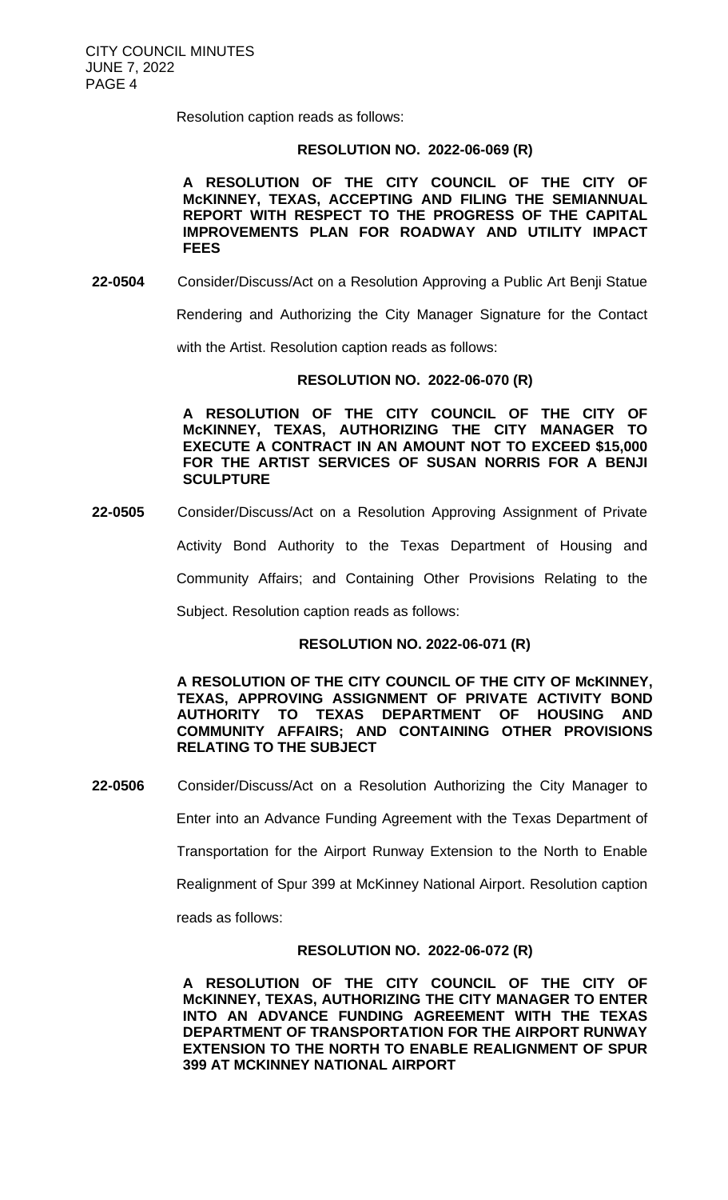Resolution caption reads as follows:

**RESOLUTION NO. 2022-06-069 (R)**

**A RESOLUTION OF THE CITY COUNCIL OF THE CITY OF McKINNEY, TEXAS, ACCEPTING AND FILING THE SEMIANNUAL REPORT WITH RESPECT TO THE PROGRESS OF THE CAPITAL IMPROVEMENTS PLAN FOR ROADWAY AND UTILITY IMPACT FEES**

**22-0504** Consider/Discuss/Act on a Resolution Approving a Public Art Benji Statue Rendering and Authorizing the City Manager Signature for the Contact with the Artist. Resolution caption reads as follows:

**RESOLUTION NO. 2022-06-070 (R)**

**A RESOLUTION OF THE CITY COUNCIL OF THE CITY OF McKINNEY, TEXAS, AUTHORIZING THE CITY MANAGER TO EXECUTE A CONTRACT IN AN AMOUNT NOT TO EXCEED $15,000 FOR THE ARTIST SERVICES OF SUSAN NORRIS FOR A BENJI SCULPTURE**

**22-0505** Consider/Discuss/Act on a Resolution Approving Assignment of Private Activity Bond Authority to the Texas Department of Housing and Community Affairs; and Containing Other Provisions Relating to the Subject. Resolution caption reads as follows:

**RESOLUTION NO. 2022-06-071 (R)**

**A RESOLUTION OF THE CITY COUNCIL OF THE CITY OF McKINNEY, TEXAS, APPROVING ASSIGNMENT OF PRIVATE ACTIVITY BOND AUTHORITY TO TEXAS DEPARTMENT OF HOUSING AND COMMUNITY AFFAIRS; AND CONTAINING OTHER PROVISIONS RELATING TO THE SUBJECT**

**22-0506** Consider/Discuss/Act on a Resolution Authorizing the City Manager to Enter into an Advance Funding Agreement with the Texas Department of Transportation for the Airport Runway Extension to the North to Enable Realignment of Spur 399 at McKinney National Airport. Resolution caption reads as follows:

**RESOLUTION NO. 2022-06-072 (R)**

**A RESOLUTION OF THE CITY COUNCIL OF THE CITY OF McKINNEY, TEXAS, AUTHORIZING THE CITY MANAGER TO ENTER INTO AN ADVANCE FUNDING AGREEMENT WITH THE TEXAS DEPARTMENT OF TRANSPORTATION FOR THE AIRPORT RUNWAY EXTENSION TO THE NORTH TO ENABLE REALIGNMENT OF SPUR 399 AT MCKINNEY NATIONAL AIRPORT**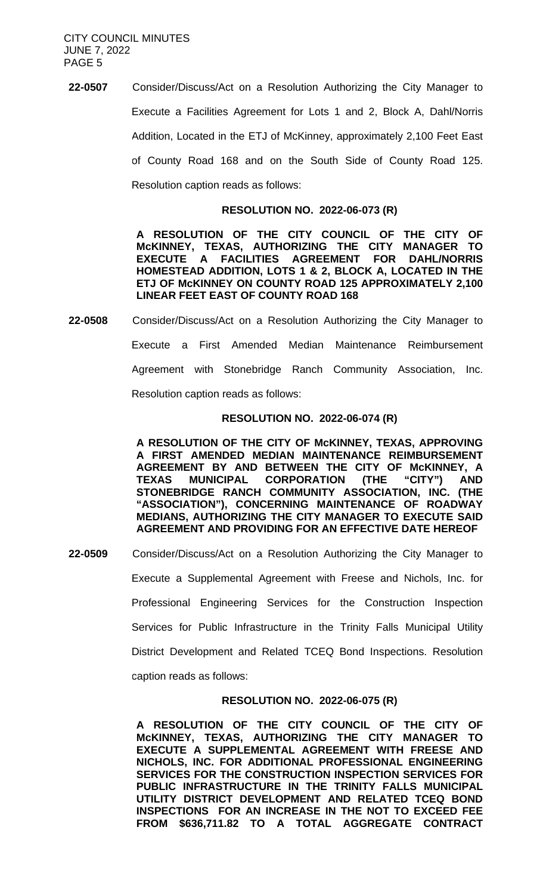**22-0507** Consider/Discuss/Act on a Resolution Authorizing the City Manager to Execute a Facilities Agreement for Lots 1 and 2, Block A, Dahl/Norris Addition, Located in the ETJ of McKinney, approximately 2,100 Feet East of County Road 168 and on the South Side of County Road 125. Resolution caption reads as follows:

**RESOLUTION NO. 2022-06-073 (R)**

**A RESOLUTION OF THE CITY COUNCIL OF THE CITY OF McKINNEY, TEXAS, AUTHORIZING THE CITY MANAGER TO EXECUTE A FACILITIES AGREEMENT FOR DAHL/NORRIS HOMESTEAD ADDITION, LOTS 1 & 2, BLOCK A, LOCATED IN THE ETJ OF McKINNEY ON COUNTY ROAD 125 APPROXIMATELY 2,100 LINEAR FEET EAST OF COUNTY ROAD 168**

**22-0508** Consider/Discuss/Act on a Resolution Authorizing the City Manager to Execute a First Amended Median Maintenance Reimbursement Agreement with Stonebridge Ranch Community Association, Inc. Resolution caption reads as follows:

**RESOLUTION NO. 2022-06-074 (R)**

**A RESOLUTION OF THE CITY OF McKINNEY, TEXAS, APPROVING A FIRST AMENDED MEDIAN MAINTENANCE REIMBURSEMENT AGREEMENT BY AND BETWEEN THE CITY OF McKINNEY, A TEXAS MUNICIPAL CORPORATION (THE "CITY") AND STONEBRIDGE RANCH COMMUNITY ASSOCIATION, INC. (THE "ASSOCIATION"), CONCERNING MAINTENANCE OF ROADWAY MEDIANS, AUTHORIZING THE CITY MANAGER TO EXECUTE SAID AGREEMENT AND PROVIDING FOR AN EFFECTIVE DATE HEREOF**

**22-0509** Consider/Discuss/Act on a Resolution Authorizing the City Manager to Execute a Supplemental Agreement with Freese and Nichols, Inc. for Professional Engineering Services for the Construction Inspection Services for Public Infrastructure in the Trinity Falls Municipal Utility District Development and Related TCEQ Bond Inspections. Resolution caption reads as follows:

**RESOLUTION NO. 2022-06-075 (R)**

**A RESOLUTION OF THE CITY COUNCIL OF THE CITY OF McKINNEY, TEXAS, AUTHORIZING THE CITY MANAGER TO EXECUTE A SUPPLEMENTAL AGREEMENT WITH FREESE AND NICHOLS, INC. FOR ADDITIONAL PROFESSIONAL ENGINEERING SERVICES FOR THE CONSTRUCTION INSPECTION SERVICES FOR PUBLIC INFRASTRUCTURE IN THE TRINITY FALLS MUNICIPAL UTILITY DISTRICT DEVELOPMENT AND RELATED TCEQ BOND INSPECTIONS FOR AN INCREASE IN THE NOT TO EXCEED FEE FROM $636,711.82 TO A TOTAL AGGREGATE CONTRACT**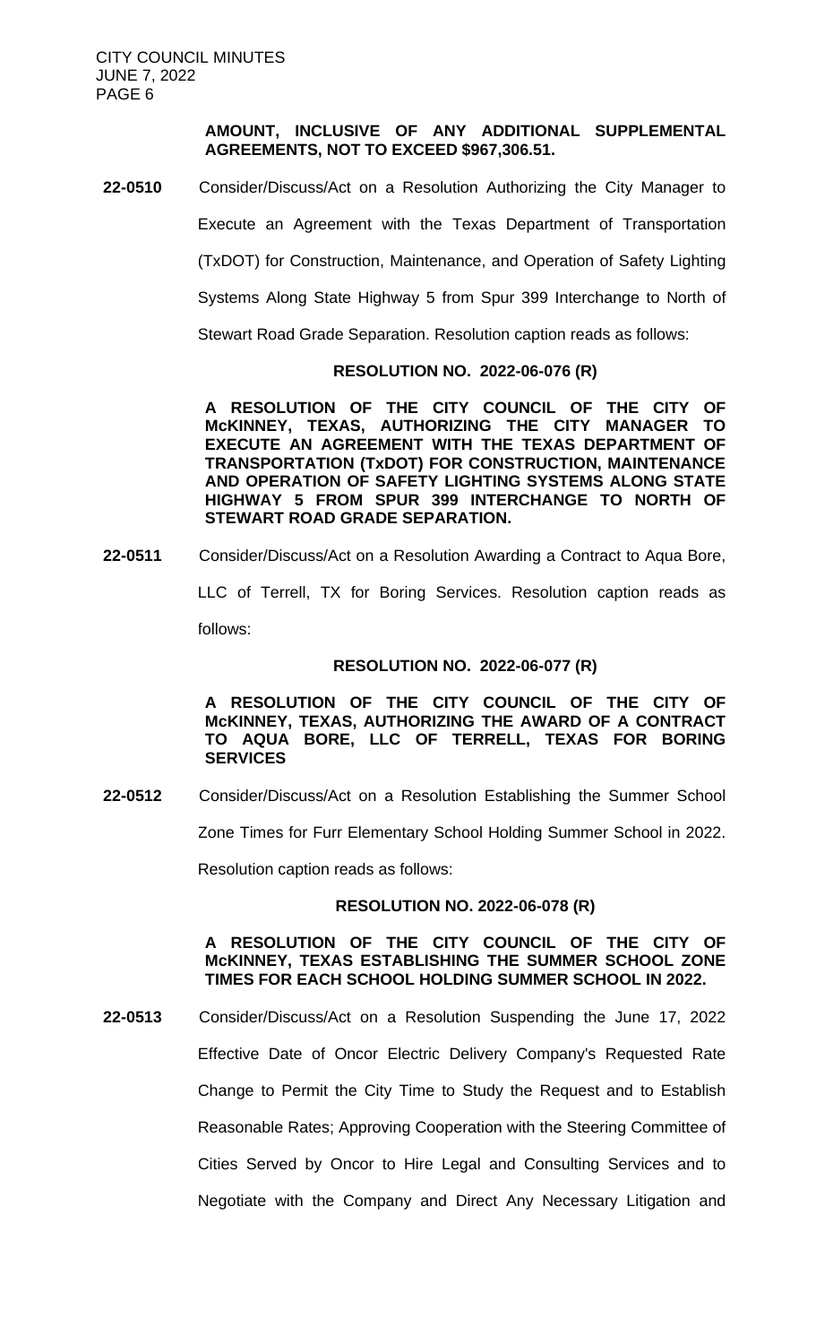**AMOUNT, INCLUSIVE OF ANY ADDITIONAL SUPPLEMENTAL AGREEMENTS, NOT TO EXCEED $967,306.51.**

**22-0510** Consider/Discuss/Act on a Resolution Authorizing the City Manager to Execute an Agreement with the Texas Department of Transportation (TxDOT) for Construction, Maintenance, and Operation of Safety Lighting Systems Along State Highway 5 from Spur 399 Interchange to North of Stewart Road Grade Separation. Resolution caption reads as follows:

**RESOLUTION NO. 2022-06-076 (R)**

**A RESOLUTION OF THE CITY COUNCIL OF THE CITY OF McKINNEY, TEXAS, AUTHORIZING THE CITY MANAGER TO EXECUTE AN AGREEMENT WITH THE TEXAS DEPARTMENT OF TRANSPORTATION (TxDOT) FOR CONSTRUCTION, MAINTENANCE AND OPERATION OF SAFETY LIGHTING SYSTEMS ALONG STATE HIGHWAY 5 FROM SPUR 399 INTERCHANGE TO NORTH OF STEWART ROAD GRADE SEPARATION.**

**22-0511** Consider/Discuss/Act on a Resolution Awarding a Contract to Aqua Bore, LLC of Terrell, TX for Boring Services. Resolution caption reads as follows:

**RESOLUTION NO. 2022-06-077 (R)**

**A RESOLUTION OF THE CITY COUNCIL OF THE CITY OF McKINNEY, TEXAS, AUTHORIZING THE AWARD OF A CONTRACT TO AQUA BORE, LLC OF TERRELL, TEXAS FOR BORING SERVICES**

**22-0512** Consider/Discuss/Act on a Resolution Establishing the Summer School Zone Times for Furr Elementary School Holding Summer School in 2022. Resolution caption reads as follows:

**RESOLUTION NO. 2022-06-078 (R)**

**A RESOLUTION OF THE CITY COUNCIL OF THE CITY OF McKINNEY, TEXAS ESTABLISHING THE SUMMER SCHOOL ZONE TIMES FOR EACH SCHOOL HOLDING SUMMER SCHOOL IN 2022.**

**22-0513** Consider/Discuss/Act on a Resolution Suspending the June 17, 2022 Effective Date of Oncor Electric Delivery Company's Requested Rate Change to Permit the City Time to Study the Request and to Establish Reasonable Rates; Approving Cooperation with the Steering Committee of Cities Served by Oncor to Hire Legal and Consulting Services and to Negotiate with the Company and Direct Any Necessary Litigation and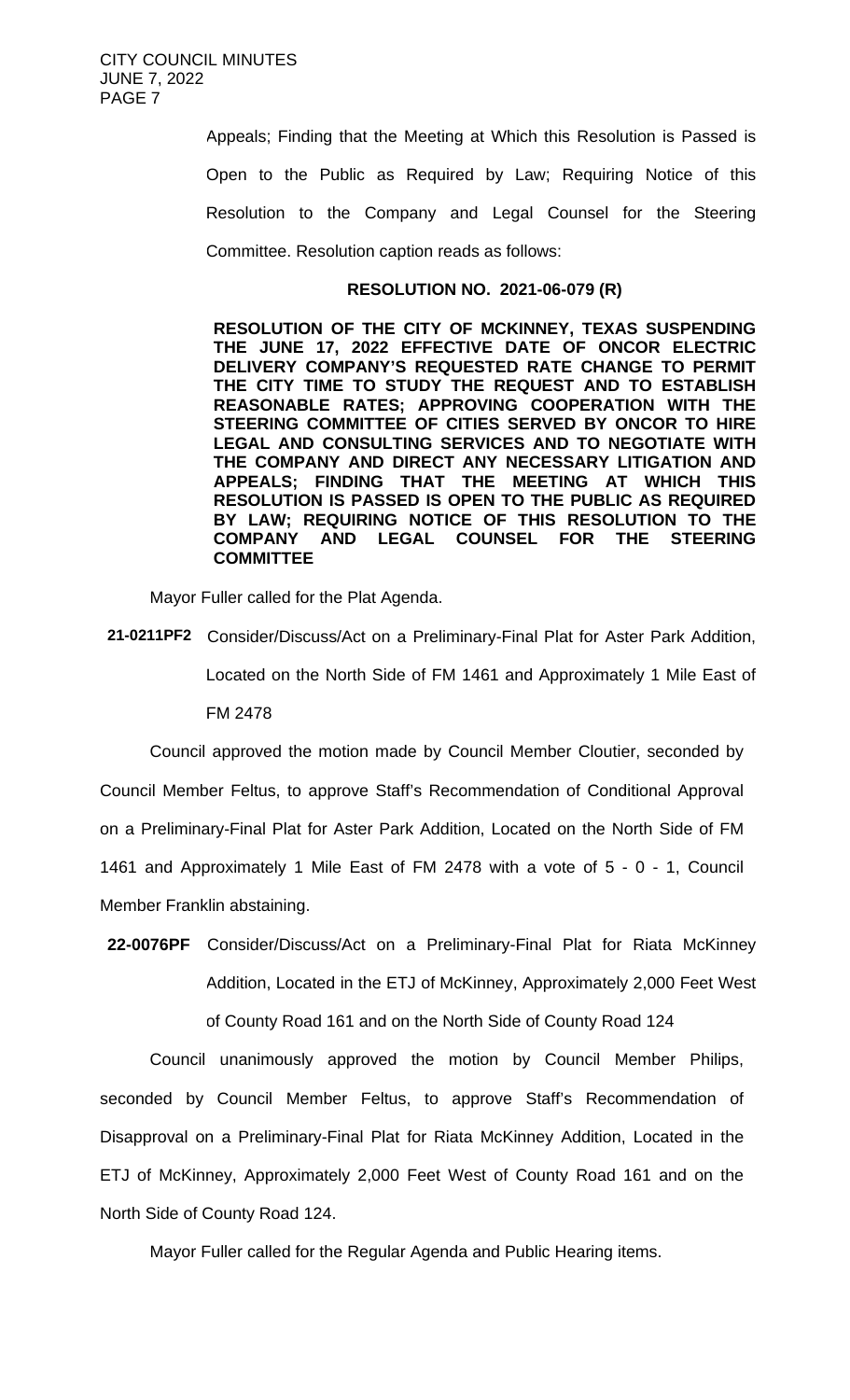Appeals; Finding that the Meeting at Which this Resolution is Passed is Open to the Public as Required by Law; Requiring Notice of this Resolution to the Company and Legal Counsel for the Steering Committee. Resolution caption reads as follows:

**RESOLUTION NO. 2021-06-079 (R)**

**RESOLUTION OF THE CITY OF MCKINNEY, TEXAS SUSPENDING THE JUNE 17, 2022 EFFECTIVE DATE OF ONCOR ELECTRIC DELIVERY COMPANY'S REQUESTED RATE CHANGE TO PERMIT THE CITY TIME TO STUDY THE REQUEST AND TO ESTABLISH REASONABLE RATES; APPROVING COOPERATION WITH THE STEERING COMMITTEE OF CITIES SERVED BY ONCOR TO HIRE LEGAL AND CONSULTING SERVICES AND TO NEGOTIATE WITH THE COMPANY AND DIRECT ANY NECESSARY LITIGATION AND APPEALS; FINDING THAT THE MEETING AT WHICH THIS RESOLUTION IS PASSED IS OPEN TO THE PUBLIC AS REQUIRED BY LAW; REQUIRING NOTICE OF THIS RESOLUTION TO THE COMPANY AND LEGAL COUNSEL FOR THE STEERING COMMITTEE**

Mayor Fuller called for the Plat Agenda.

**21-0211PF2** Consider/Discuss/Act on a Preliminary-Final Plat for Aster Park Addition, Located on the North Side of FM 1461 and Approximately 1 Mile East of FM 2478

Council approved the motion made by Council Member Cloutier, seconded by Council Member Feltus, to approve Staff's Recommendation of Conditional Approval on a Preliminary-Final Plat for Aster Park Addition, Located on the North Side of FM 1461 and Approximately 1 Mile East of FM 2478 with a vote of 5 - 0 - 1, Council Member Franklin abstaining.

**22-0076PF** Consider/Discuss/Act on a Preliminary-Final Plat for Riata McKinney Addition, Located in the ETJ of McKinney, Approximately 2,000 Feet West of County Road 161 and on the North Side of County Road 124

Council unanimously approved the motion by Council Member Philips, seconded by Council Member Feltus, to approve Staff's Recommendation of Disapproval on a Preliminary-Final Plat for Riata McKinney Addition, Located in the ETJ of McKinney, Approximately 2,000 Feet West of County Road 161 and on the North Side of County Road 124.

Mayor Fuller called for the Regular Agenda and Public Hearing items.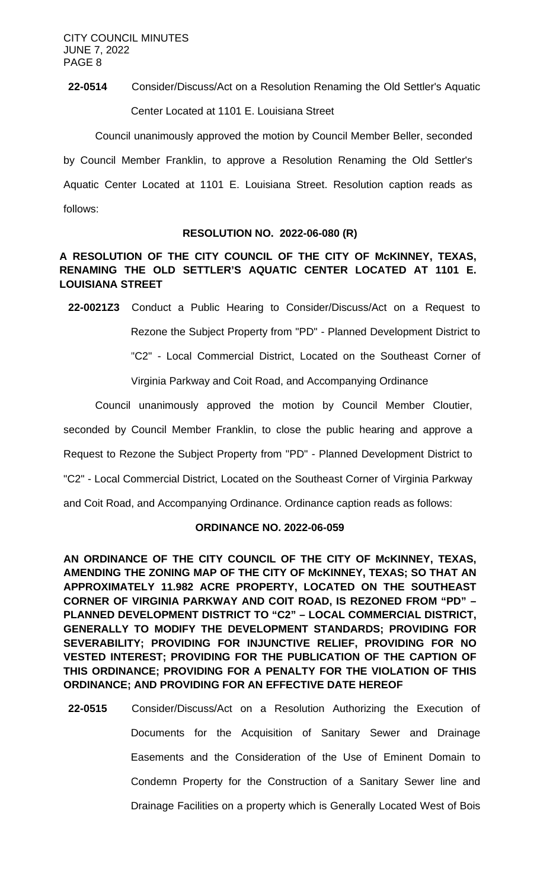**22-0514** Consider/Discuss/Act on a Resolution Renaming the Old Settler's Aquatic Center Located at 1101 E. Louisiana Street

Council unanimously approved the motion by Council Member Beller, seconded by Council Member Franklin, to approve a Resolution Renaming the Old Settler's Aquatic Center Located at 1101 E. Louisiana Street. Resolution caption reads as follows:

**RESOLUTION NO. 2022-06-080 (R)**

**A RESOLUTION OF THE CITY COUNCIL OF THE CITY OF McKINNEY, TEXAS, RENAMING THE OLD SETTLER'S AQUATIC CENTER LOCATED AT 1101 E. LOUISIANA STREET**

**22-0021Z3** Conduct a Public Hearing to Consider/Discuss/Act on a Request to Rezone the Subject Property from "PD" - Planned Development District to "C2" - Local Commercial District, Located on the Southeast Corner of Virginia Parkway and Coit Road, and Accompanying Ordinance

Council unanimously approved the motion by Council Member Cloutier, seconded by Council Member Franklin, to close the public hearing and approve a Request to Rezone the Subject Property from "PD" - Planned Development District to "C2" - Local Commercial District, Located on the Southeast Corner of Virginia Parkway and Coit Road, and Accompanying Ordinance. Ordinance caption reads as follows:

**ORDINANCE NO. 2022-06-059**

**AN ORDINANCE OF THE CITY COUNCIL OF THE CITY OF McKINNEY, TEXAS, AMENDING THE ZONING MAP OF THE CITY OF McKINNEY, TEXAS; SO THAT AN APPROXIMATELY 11.982 ACRE PROPERTY, LOCATED ON THE SOUTHEAST CORNER OF VIRGINIA PARKWAY AND COIT ROAD, IS REZONED FROM "PD" – PLANNED DEVELOPMENT DISTRICT TO "C2" – LOCAL COMMERCIAL DISTRICT, GENERALLY TO MODIFY THE DEVELOPMENT STANDARDS; PROVIDING FOR SEVERABILITY; PROVIDING FOR INJUNCTIVE RELIEF, PROVIDING FOR NO VESTED INTEREST; PROVIDING FOR THE PUBLICATION OF THE CAPTION OF THIS ORDINANCE; PROVIDING FOR A PENALTY FOR THE VIOLATION OF THIS ORDINANCE; AND PROVIDING FOR AN EFFECTIVE DATE HEREOF**

**22-0515** Consider/Discuss/Act on a Resolution Authorizing the Execution of Documents for the Acquisition of Sanitary Sewer and Drainage Easements and the Consideration of the Use of Eminent Domain to Condemn Property for the Construction of a Sanitary Sewer line and Drainage Facilities on a property which is Generally Located West of Bois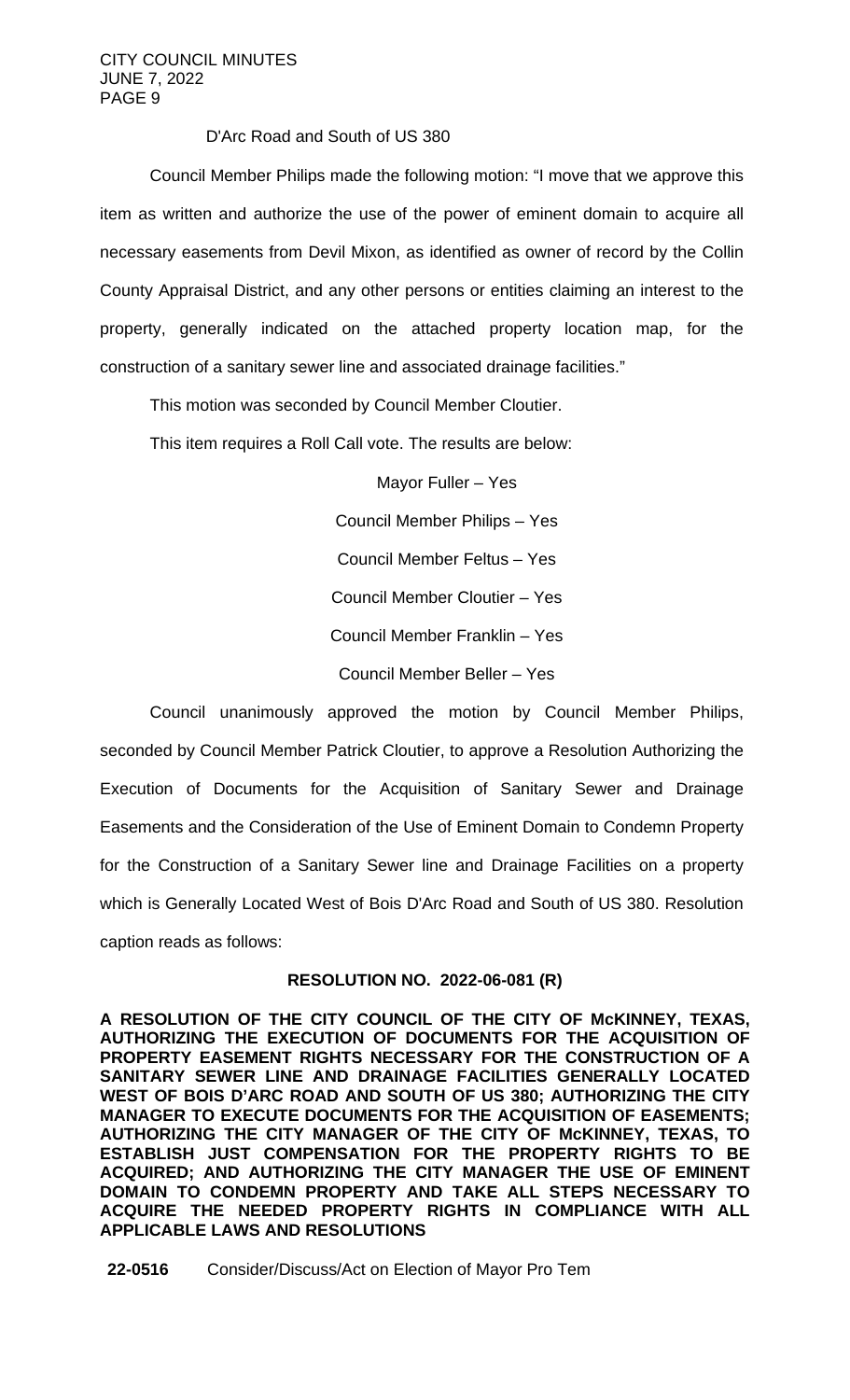D'Arc Road and South of US 380

Council Member Philips made the following motion: "I move that we approve this item as written and authorize the use of the power of eminent domain to acquire all necessary easements from Devil Mixon, as identified as owner of record by the Collin County Appraisal District, and any other persons or entities claiming an interest to the property, generally indicated on the attached property location map, for the construction of a sanitary sewer line and associated drainage facilities."

This motion was seconded by Council Member Cloutier.

This item requires a Roll Call vote. The results are below:

Mayor Fuller – Yes

Council Member Philips – Yes

Council Member Feltus – Yes

Council Member Cloutier – Yes

Council Member Franklin – Yes

Council Member Beller – Yes

Council unanimously approved the motion by Council Member Philips, seconded by Council Member Patrick Cloutier, to approve a Resolution Authorizing the Execution of Documents for the Acquisition of Sanitary Sewer and Drainage Easements and the Consideration of the Use of Eminent Domain to Condemn Property for the Construction of a Sanitary Sewer line and Drainage Facilities on a property which is Generally Located West of Bois D'Arc Road and South of US 380. Resolution caption reads as follows:

**RESOLUTION NO. 2022-06-081 (R)**

**A RESOLUTION OF THE CITY COUNCIL OF THE CITY OF McKINNEY, TEXAS, AUTHORIZING THE EXECUTION OF DOCUMENTS FOR THE ACQUISITION OF PROPERTY EASEMENT RIGHTS NECESSARY FOR THE CONSTRUCTION OF A SANITARY SEWER LINE AND DRAINAGE FACILITIES GENERALLY LOCATED WEST OF BOIS D'ARC ROAD AND SOUTH OF US 380; AUTHORIZING THE CITY MANAGER TO EXECUTE DOCUMENTS FOR THE ACQUISITION OF EASEMENTS; AUTHORIZING THE CITY MANAGER OF THE CITY OF McKINNEY, TEXAS, TO ESTABLISH JUST COMPENSATION FOR THE PROPERTY RIGHTS TO BE ACQUIRED; AND AUTHORIZING THE CITY MANAGER THE USE OF EMINENT DOMAIN TO CONDEMN PROPERTY AND TAKE ALL STEPS NECESSARY TO ACQUIRE THE NEEDED PROPERTY RIGHTS IN COMPLIANCE WITH ALL APPLICABLE LAWS AND RESOLUTIONS**

**22-0516** Consider/Discuss/Act on Election of Mayor Pro Tem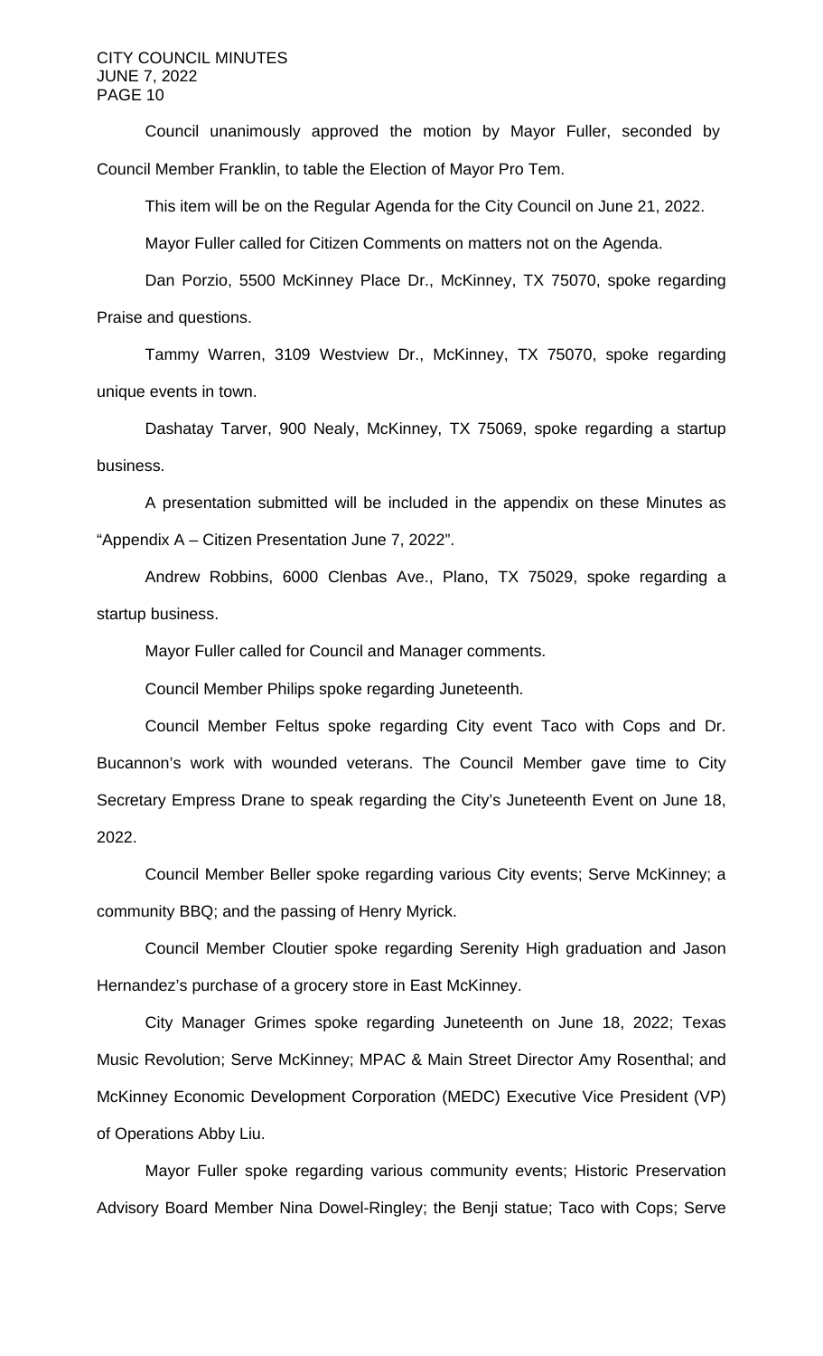Council unanimously approved the motion by Mayor Fuller, seconded by Council Member Franklin, to table the Election of Mayor Pro Tem.

This item will be on the Regular Agenda for the City Council on June 21, 2022.

Mayor Fuller called for Citizen Comments on matters not on the Agenda.

Dan Porzio, 5500 McKinney Place Dr., McKinney, TX 75070, spoke regarding Praise and questions.

Tammy Warren, 3109 Westview Dr., McKinney, TX 75070, spoke regarding unique events in town.

Dashatay Tarver, 900 Nealy, McKinney, TX 75069, spoke regarding a startup business.

A presentation submitted will be included in the appendix on these Minutes as "Appendix A – Citizen Presentation June 7, 2022".

Andrew Robbins, 6000 Clenbas Ave., Plano, TX 75029, spoke regarding a startup business.

Mayor Fuller called for Council and Manager comments.

Council Member Philips spoke regarding Juneteenth.

Council Member Feltus spoke regarding City event Taco with Cops and Dr. Bucannon's work with wounded veterans. The Council Member gave time to City Secretary Empress Drane to speak regarding the City's Juneteenth Event on June 18, 2022.

Council Member Beller spoke regarding various City events; Serve McKinney; a community BBQ; and the passing of Henry Myrick.

Council Member Cloutier spoke regarding Serenity High graduation and Jason Hernandez's purchase of a grocery store in East McKinney.

City Manager Grimes spoke regarding Juneteenth on June 18, 2022; Texas Music Revolution; Serve McKinney; MPAC & Main Street Director Amy Rosenthal; and McKinney Economic Development Corporation (MEDC) Executive Vice President (VP) of Operations Abby Liu.

Mayor Fuller spoke regarding various community events; Historic Preservation Advisory Board Member Nina Dowel-Ringley; the Benji statue; Taco with Cops; Serve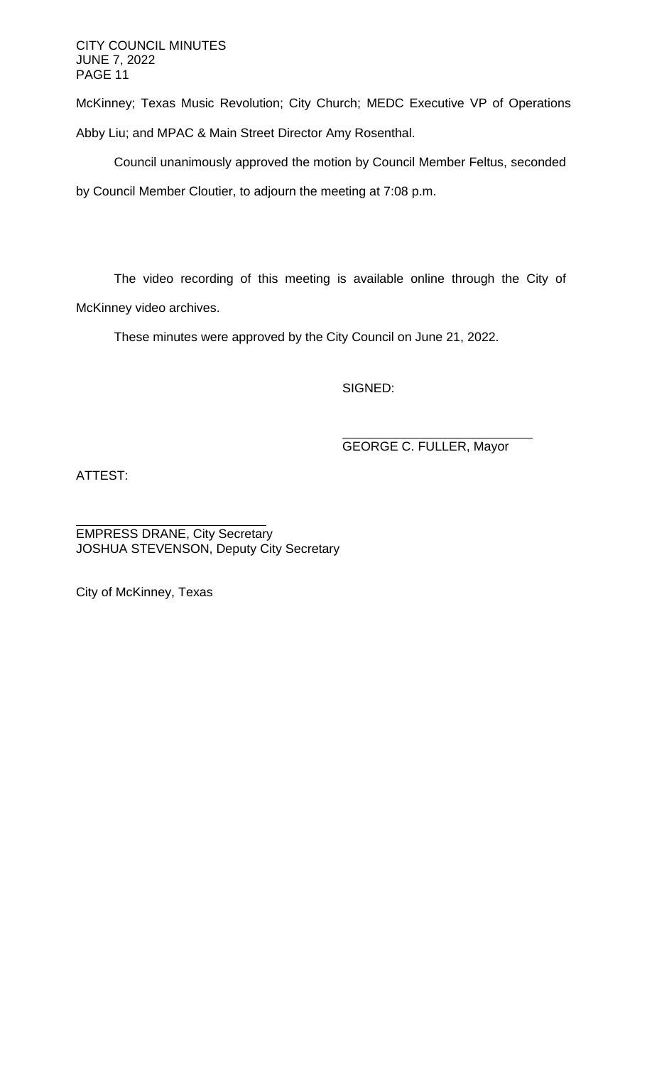McKinney; Texas Music Revolution; City Church; MEDC Executive VP of Operations Abby Liu; and MPAC & Main Street Director Amy Rosenthal.

Council unanimously approved the motion by Council Member Feltus, seconded by Council Member Cloutier, to adjourn the meeting at 7:08 p.m.

The video recording of this meeting is available online through the City of McKinney video archives.

These minutes were approved by the City Council on June 21, 2022.

SIGNED:

GEORGE C. FULLER, Mayor

ATTEST:

EMPRESS DRANE, City Secretary
JOSHUA STEVENSON, Deputy City Secretary

City of McKinney, Texas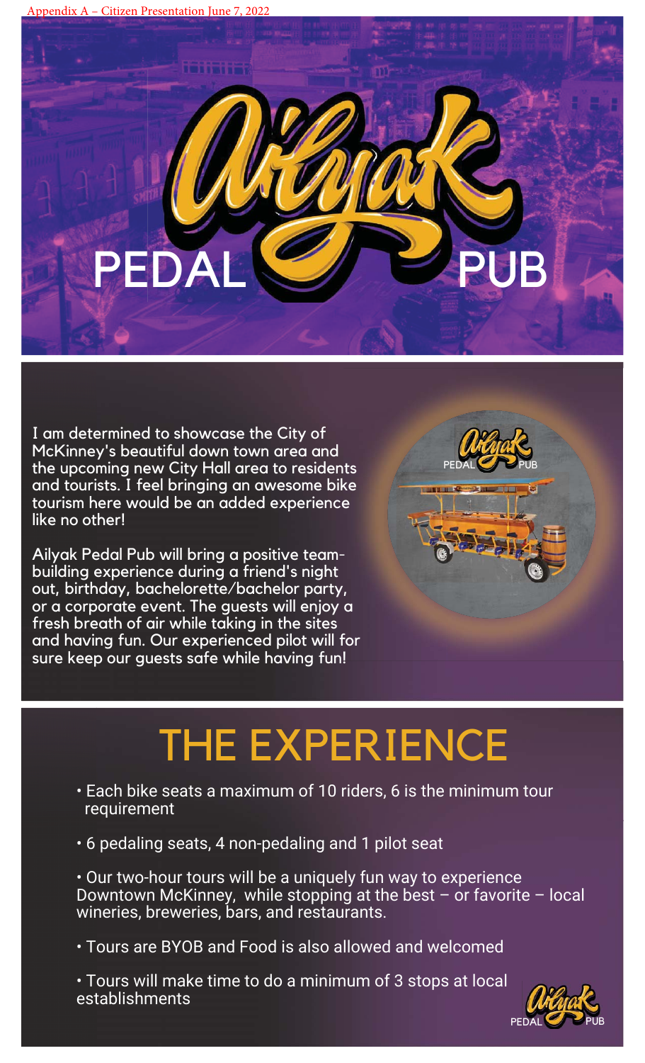Appendix A – Citizen Presentation June 7, 2022

# Ailyak PEDAL PUB

I am determined to showcase the City of McKinney's beautiful down town area and the upcoming new City Hall area to residents and tourists. I feel bringing an awesome bike tourism here would be an added experience like no other!

Ailyak Pedal Pub will bring a positive team-building experience during a friend's night out, birthday, bachelorette/bachelor party, or a corporate event. The guests will enjoy a fresh breath of air while taking in the sites and having fun. Our experienced pilot will for sure keep our guests safe while having fun!

## THE EXPERIENCE

- Each bike seats a maximum of 10 riders, 6 is the minimum tour requirement
- 6 pedaling seats, 4 non-pedaling and 1 pilot seat
- Our two-hour tours will be a uniquely fun way to experience Downtown McKinney, while stopping at the best – or favorite – local wineries, breweries, bars, and restaurants.
- Tours are BYOB and Food is also allowed and welcomed
- Tours will make time to do a minimum of 3 stops at local establishments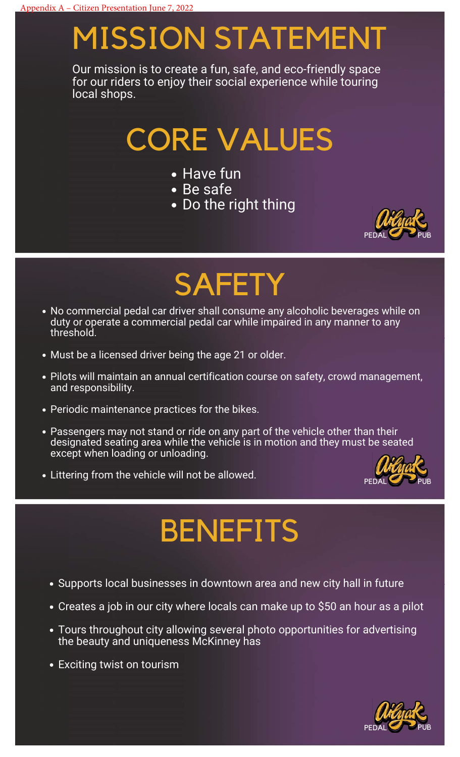Appendix A – Citizen Presentation June 7, 2022

# MISSION STATEMENT

Our mission is to create a fun, safe, and eco-friendly space for our riders to enjoy their social experience while touring local shops.

# CORE VALUES

- Have fun
- Be safe
- Do the right thing

Ailyak PEDAL PUB

# SAFETY

- No commercial pedal car driver shall consume any alcoholic beverages while on duty or operate a commercial pedal car while impaired in any manner to any threshold.
- Must be a licensed driver being the age 21 or older.
- Pilots will maintain an annual certification course on safety, crowd management, and responsibility.
- Periodic maintenance practices for the bikes.
- Passengers may not stand or ride on any part of the vehicle other than their designated seating area while the vehicle is in motion and they must be seated except when loading or unloading.
- Littering from the vehicle will not be allowed.

Ailyak PEDAL PUB

# BENEFITS

- Supports local businesses in downtown area and new city hall in future
- Creates a job in our city where locals can make up to $50 an hour as a pilot
- Tours throughout city allowing several photo opportunities for advertising the beauty and uniqueness McKinney has
- Exciting twist on tourism

Ailyak PEDAL PUB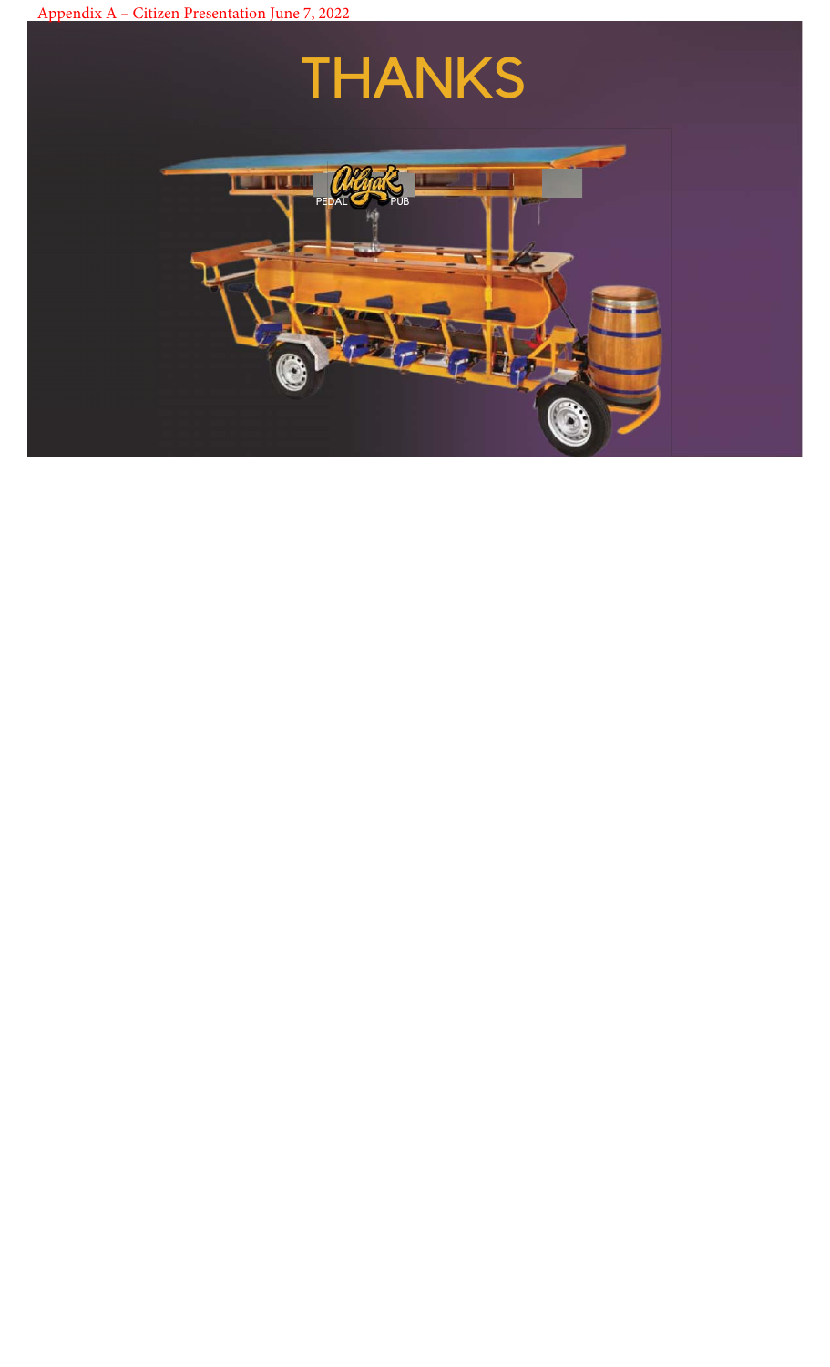Appendix A – Citizen Presentation June 7, 2022

# THANKS

PEDAL PUB